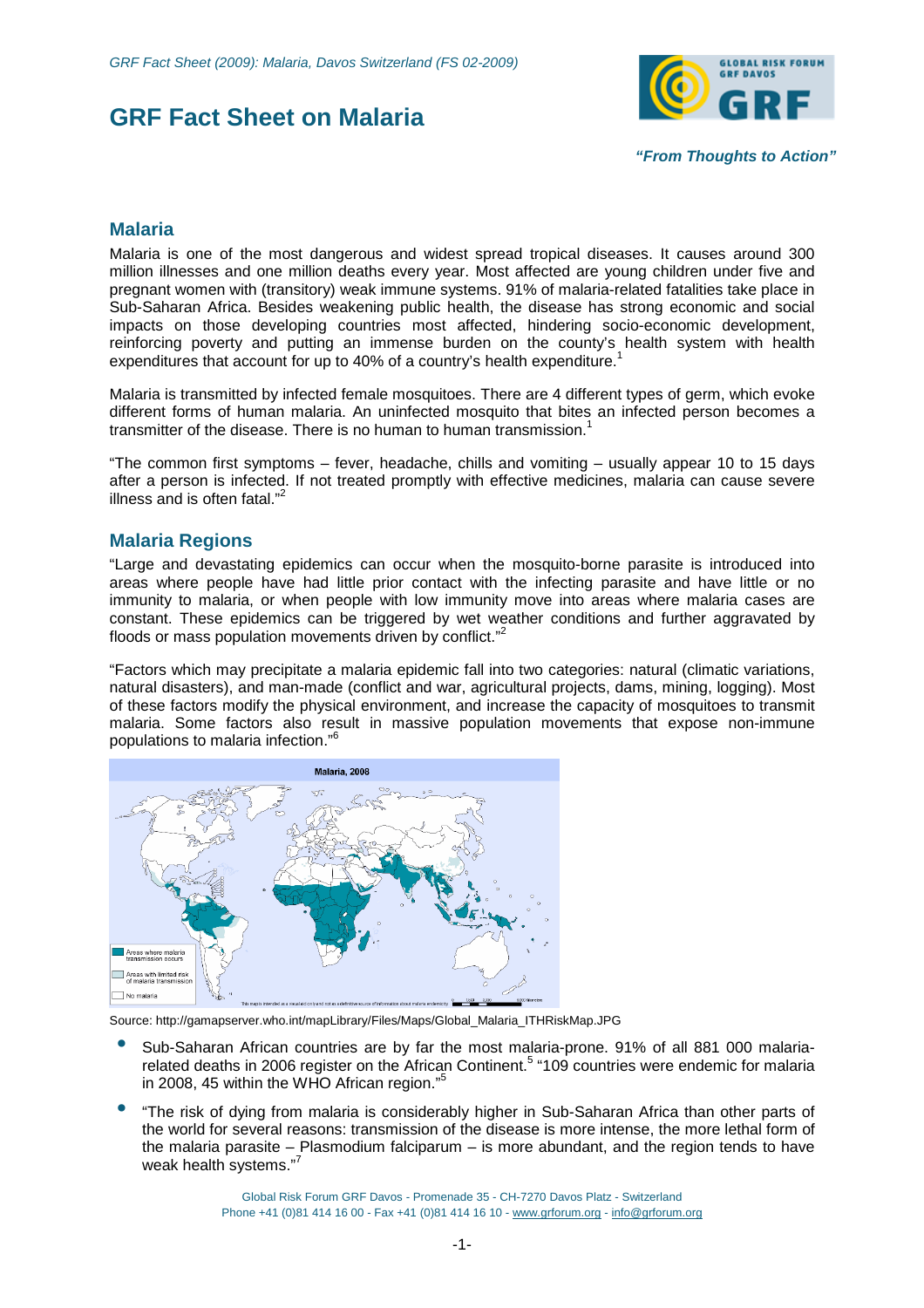# GRF Fact Sheet on Malaria

*"From Thoughts to Action"*

## Malaria

Malaria is one of the most dangerous and widest spread tropical diseases. It causes around 300 million illnesses and one million deaths every year. Most affected are young children under five and pregnant women with (transitory) weak immune systems. 91% of malaria-related fatalities take place in Sub-Saharan Africa. Besides weakening public health, the disease has strong economic and social impacts on those developing countries most affected, hindering socio-economic development, reinforcing poverty and putting an immense burden on the county's health system with health expenditures that account for up to 40% of a country's health expenditure.[1]

Malaria is transmitted by infected female mosquitoes. There are 4 different types of germ, which evoke different forms of human malaria. An uninfected mosquito that bites an infected person becomes a transmitter of the disease. There is no human to human transmission.[1]

"The common first symptoms – fever, headache, chills and vomiting – usually appear 10 to 15 days after a person is infected. If not treated promptly with effective medicines, malaria can cause severe illness and is often fatal."[2]

## Malaria Regions

"Large and devastating epidemics can occur when the mosquito-borne parasite is introduced into areas where people have had little prior contact with the infecting parasite and have little or no immunity to malaria, or when people with low immunity move into areas where malaria cases are constant. These epidemics can be triggered by wet weather conditions and further aggravated by floods or mass population movements driven by conflict."[2]

"Factors which may precipitate a malaria epidemic fall into two categories: natural (climatic variations, natural disasters), and man-made (conflict and war, agricultural projects, dams, mining, logging). Most of these factors modify the physical environment, and increase the capacity of mosquitoes to transmit malaria. Some factors also result in massive population movements that expose non-immune populations to malaria infection."[6]

Malaria, 2008

Areas where malaria transmission occurs
Areas with limited risk of malaria transmission
No malaria

Source: http://gamapserver.who.int/mapLibrary/Files/Maps/Global_Malaria_ITHRiskMap.JPG

- Sub-Saharan African countries are by far the most malaria-prone. 91% of all 881 000 malaria-related deaths in 2006 register on the African Continent.[5] "109 countries were endemic for malaria in 2008, 45 within the WHO African region."[5]
- "The risk of dying from malaria is considerably higher in Sub-Saharan Africa than other parts of the world for several reasons: transmission of the disease is more intense, the more lethal form of the malaria parasite – Plasmodium falciparum – is more abundant, and the region tends to have weak health systems."[7]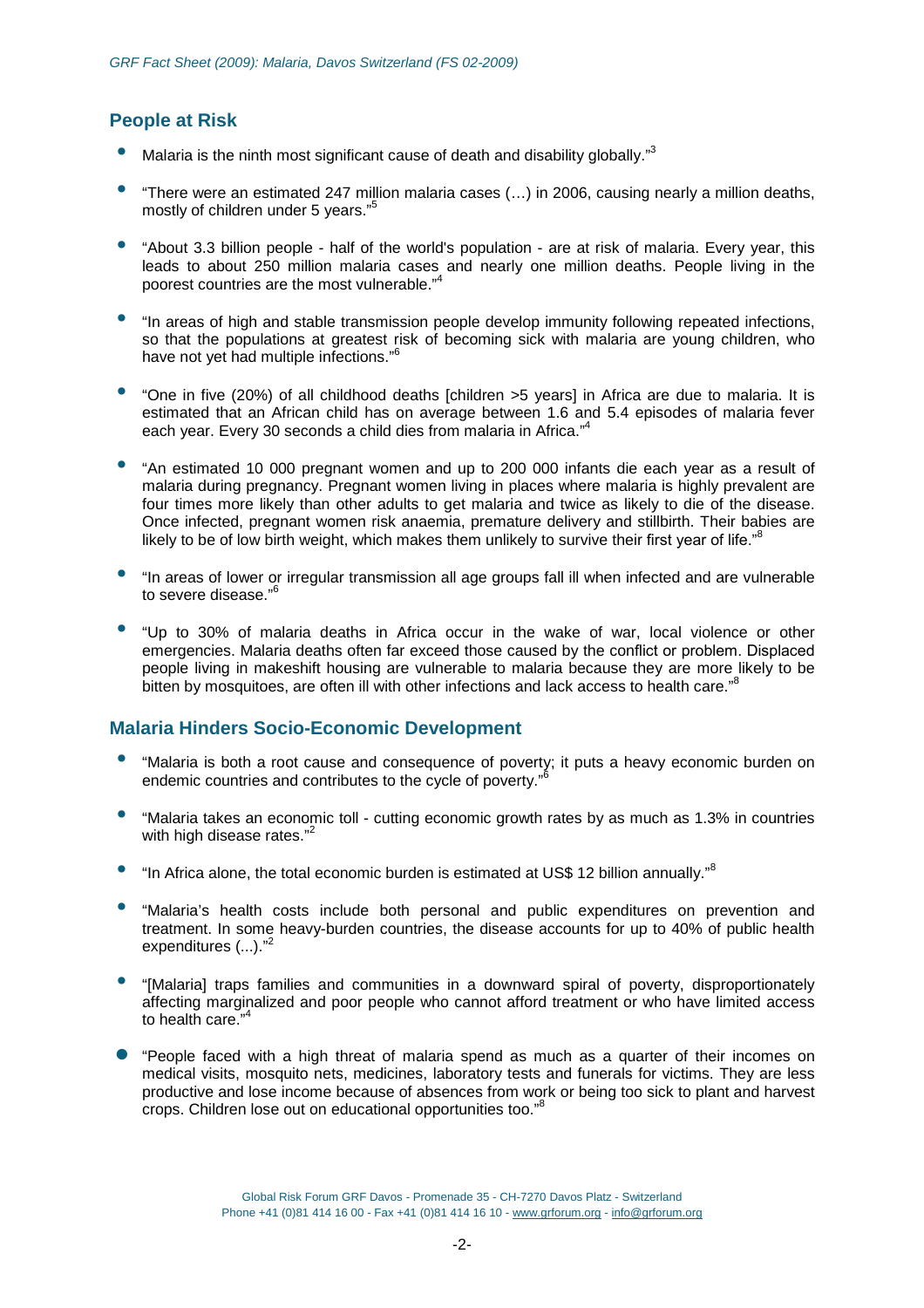## People at Risk

- Malaria is the ninth most significant cause of death and disability globally."[3]
- "There were an estimated 247 million malaria cases (…) in 2006, causing nearly a million deaths, mostly of children under 5 years."[5]
- "About 3.3 billion people - half of the world's population - are at risk of malaria. Every year, this leads to about 250 million malaria cases and nearly one million deaths. People living in the poorest countries are the most vulnerable."[4]
- "In areas of high and stable transmission people develop immunity following repeated infections, so that the populations at greatest risk of becoming sick with malaria are young children, who have not yet had multiple infections."[6]
- "One in five (20%) of all childhood deaths [children >5 years] in Africa are due to malaria. It is estimated that an African child has on average between 1.6 and 5.4 episodes of malaria fever each year. Every 30 seconds a child dies from malaria in Africa."[4]
- "An estimated 10 000 pregnant women and up to 200 000 infants die each year as a result of malaria during pregnancy. Pregnant women living in places where malaria is highly prevalent are four times more likely than other adults to get malaria and twice as likely to die of the disease. Once infected, pregnant women risk anaemia, premature delivery and stillbirth. Their babies are likely to be of low birth weight, which makes them unlikely to survive their first year of life."[8]
- "In areas of lower or irregular transmission all age groups fall ill when infected and are vulnerable to severe disease."[6]
- "Up to 30% of malaria deaths in Africa occur in the wake of war, local violence or other emergencies. Malaria deaths often far exceed those caused by the conflict or problem. Displaced people living in makeshift housing are vulnerable to malaria because they are more likely to be bitten by mosquitoes, are often ill with other infections and lack access to health care."[8]

## Malaria Hinders Socio-Economic Development

- "Malaria is both a root cause and consequence of poverty; it puts a heavy economic burden on endemic countries and contributes to the cycle of poverty."[6]
- "Malaria takes an economic toll - cutting economic growth rates by as much as 1.3% in countries with high disease rates."[2]
- "In Africa alone, the total economic burden is estimated at US$ 12 billion annually."[8]
- "Malaria's health costs include both personal and public expenditures on prevention and treatment. In some heavy-burden countries, the disease accounts for up to 40% of public health expenditures (...)."[2]
- "[Malaria] traps families and communities in a downward spiral of poverty, disproportionately affecting marginalized and poor people who cannot afford treatment or who have limited access to health care."[4]
- "People faced with a high threat of malaria spend as much as a quarter of their incomes on medical visits, mosquito nets, medicines, laboratory tests and funerals for victims. They are less productive and lose income because of absences from work or being too sick to plant and harvest crops. Children lose out on educational opportunities too."[8]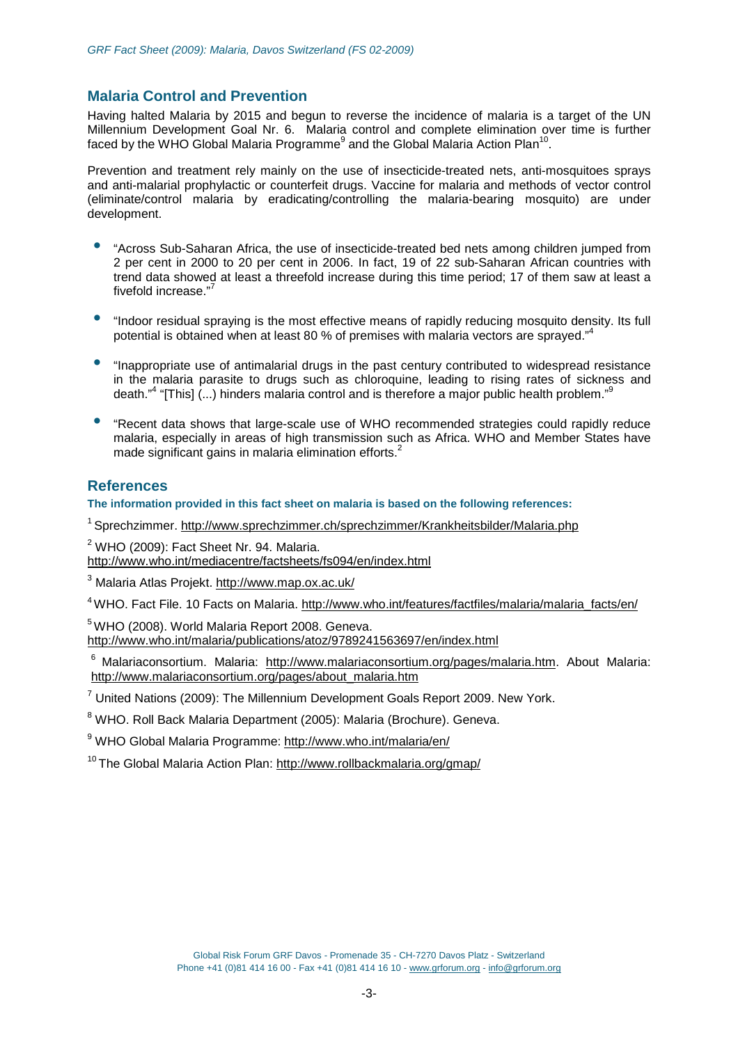## Malaria Control and Prevention

Having halted Malaria by 2015 and begun to reverse the incidence of malaria is a target of the UN Millennium Development Goal Nr. 6. Malaria control and complete elimination over time is further faced by the WHO Global Malaria Programme[9] and the Global Malaria Action Plan[10].

Prevention and treatment rely mainly on the use of insecticide-treated nets, anti-mosquitoes sprays and anti-malarial prophylactic or counterfeit drugs. Vaccine for malaria and methods of vector control (eliminate/control malaria by eradicating/controlling the malaria-bearing mosquito) are under development.

- "Across Sub-Saharan Africa, the use of insecticide-treated bed nets among children jumped from 2 per cent in 2000 to 20 per cent in 2006. In fact, 19 of 22 sub-Saharan African countries with trend data showed at least a threefold increase during this time period; 17 of them saw at least a fivefold increase."[7]

- "Indoor residual spraying is the most effective means of rapidly reducing mosquito density. Its full potential is obtained when at least 80 % of premises with malaria vectors are sprayed."[4]

- "Inappropriate use of antimalarial drugs in the past century contributed to widespread resistance in the malaria parasite to drugs such as chloroquine, leading to rising rates of sickness and death."[4] "[This] (...) hinders malaria control and is therefore a major public health problem."[9]

- "Recent data shows that large-scale use of WHO recommended strategies could rapidly reduce malaria, especially in areas of high transmission such as Africa. WHO and Member States have made significant gains in malaria elimination efforts.[2]

## References

**The information provided in this fact sheet on malaria is based on the following references:**

[1] Sprechzimmer. http://www.sprechzimmer.ch/sprechzimmer/Krankheitsbilder/Malaria.php

[2] WHO (2009): Fact Sheet Nr. 94. Malaria.
http://www.who.int/mediacentre/factsheets/fs094/en/index.html

[3] Malaria Atlas Projekt. http://www.map.ox.ac.uk/

[4] WHO. Fact File. 10 Facts on Malaria. http://www.who.int/features/factfiles/malaria/malaria_facts/en/

[5] WHO (2008). World Malaria Report 2008. Geneva.
http://www.who.int/malaria/publications/atoz/9789241563697/en/index.html

[6] Malariaconsortium. Malaria: http://www.malariaconsortium.org/pages/malaria.htm. About Malaria: http://www.malariaconsortium.org/pages/about_malaria.htm

[7] United Nations (2009): The Millennium Development Goals Report 2009. New York.

[8] WHO. Roll Back Malaria Department (2005): Malaria (Brochure). Geneva.

[9] WHO Global Malaria Programme: http://www.who.int/malaria/en/

[10] The Global Malaria Action Plan: http://www.rollbackmalaria.org/gmap/